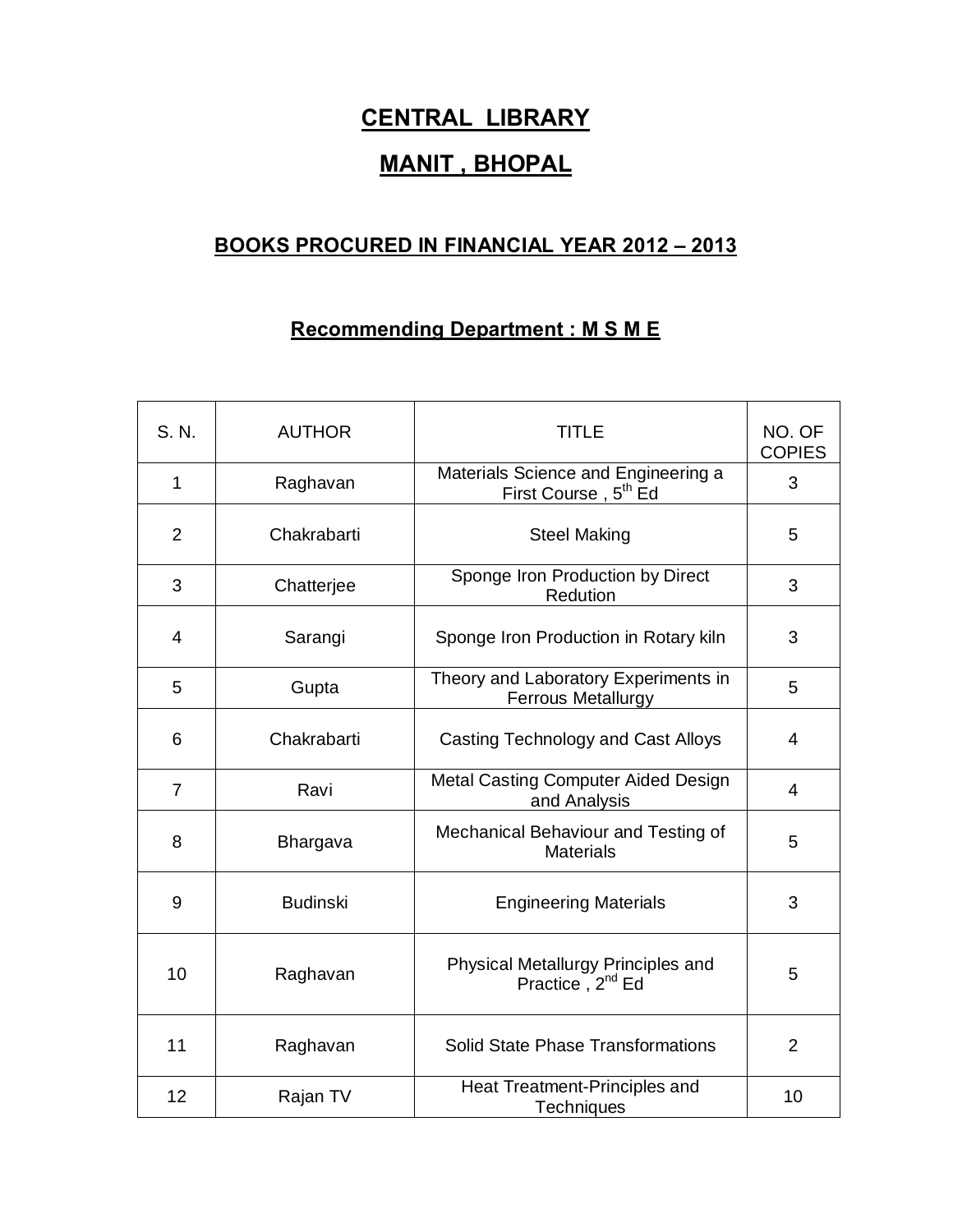# CENTRAL LIBRARY

# MANIT , BHOPAL

## BOOKS PROCURED IN FINANCIAL YEAR 2012 – 2013

### Recommending Department : M S M E

| S. N. | AUTHOR | TITLE | NO. OF COPIES |
|---|---|---|---|
| 1 | Raghavan | Materials Science and Engineering a First Course , 5th Ed | 3 |
| 2 | Chakrabarti | Steel Making | 5 |
| 3 | Chatterjee | Sponge Iron Production by Direct Redution | 3 |
| 4 | Sarangi | Sponge Iron Production in Rotary kiln | 3 |
| 5 | Gupta | Theory and Laboratory Experiments in Ferrous Metallurgy | 5 |
| 6 | Chakrabarti | Casting Technology and Cast Alloys | 4 |
| 7 | Ravi | Metal Casting Computer Aided Design and Analysis | 4 |
| 8 | Bhargava | Mechanical Behaviour and Testing of Materials | 5 |
| 9 | Budinski | Engineering Materials | 3 |
| 10 | Raghavan | Physical Metallurgy Principles and Practice , 2nd Ed | 5 |
| 11 | Raghavan | Solid State Phase Transformations | 2 |
| 12 | Rajan TV | Heat Treatment-Principles and Techniques | 10 |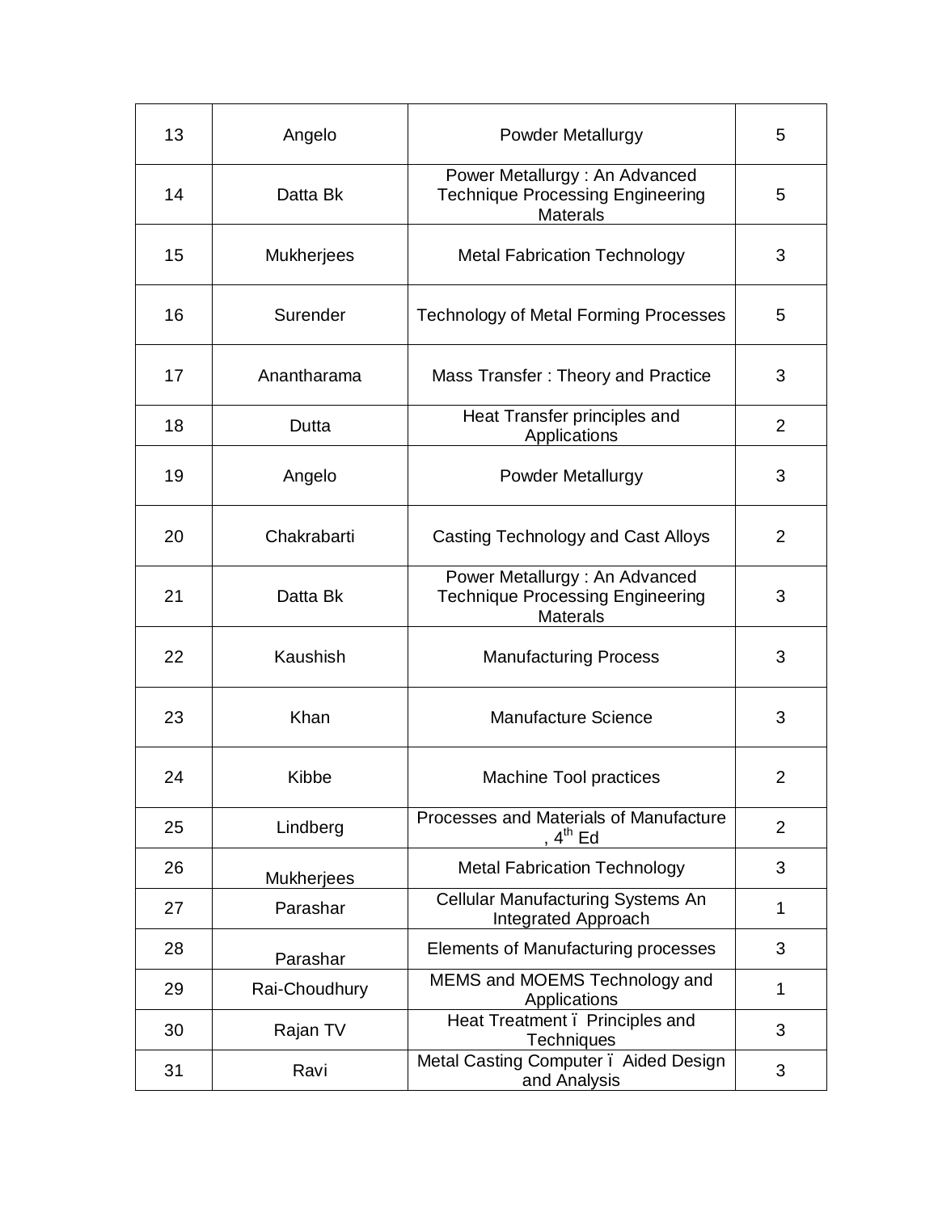| 13 | Angelo | Powder Metallurgy | 5 |
|---|---|---|---|
| 14 | Datta Bk | Power Metallurgy : An Advanced Technique Processing Engineering Materals | 5 |
| 15 | Mukherjees | Metal Fabrication Technology | 3 |
| 16 | Surender | Technology of Metal Forming Processes | 5 |
| 17 | Anantharama | Mass Transfer : Theory and Practice | 3 |
| 18 | Dutta | Heat Transfer principles and Applications | 2 |
| 19 | Angelo | Powder Metallurgy | 3 |
| 20 | Chakrabarti | Casting Technology and Cast Alloys | 2 |
| 21 | Datta Bk | Power Metallurgy : An Advanced Technique Processing Engineering Materals | 3 |
| 22 | Kaushish | Manufacturing Process | 3 |
| 23 | Khan | Manufacture Science | 3 |
| 24 | Kibbe | Machine Tool practices | 2 |
| 25 | Lindberg | Processes and Materials of Manufacture , 4th Ed | 2 |
| 26 | Mukherjees | Metal Fabrication Technology | 3 |
| 27 | Parashar | Cellular Manufacturing Systems An Integrated Approach | 1 |
| 28 | Parashar | Elements of Manufacturing processes | 3 |
| 29 | Rai-Choudhury | MEMS and MOEMS Technology and Applications | 1 |
| 30 | Rajan TV | Heat Treatment ï Principles and Techniques | 3 |
| 31 | Ravi | Metal Casting Computer ï Aided Design and Analysis | 3 |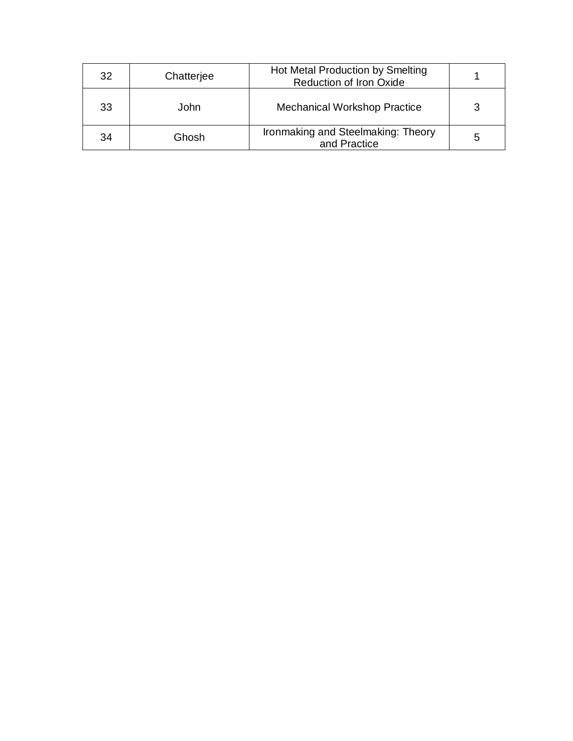| | | | |
|---|---|---|---|
| 32 | Chatterjee | Hot Metal Production by Smelting Reduction of Iron Oxide | 1 |
| 33 | John | Mechanical Workshop Practice | 3 |
| 34 | Ghosh | Ironmaking and Steelmaking: Theory and Practice | 5 |